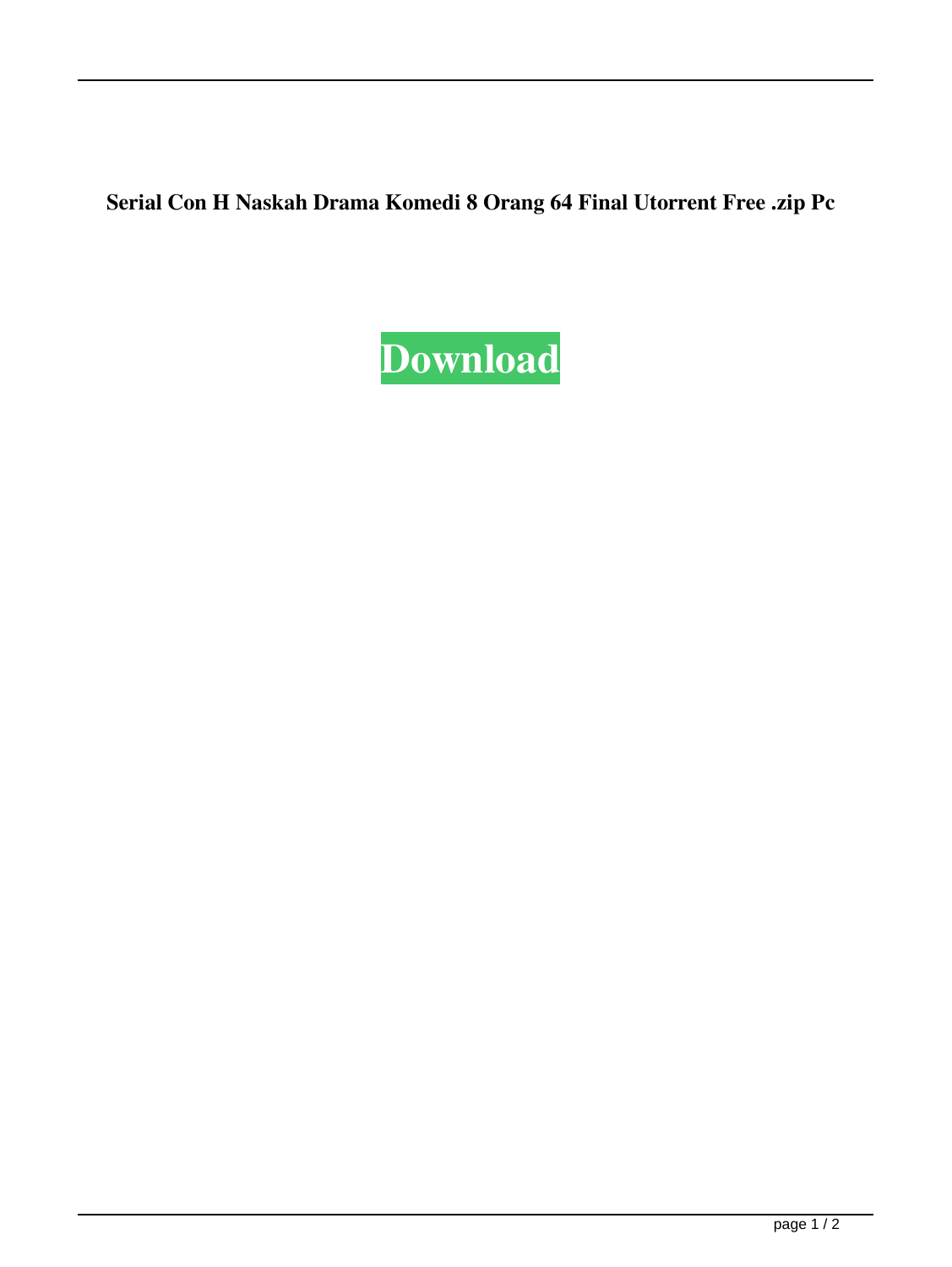**Serial Con H Naskah Drama Komedi 8 Orang 64 Final Utorrent Free .zip Pc**

**Download**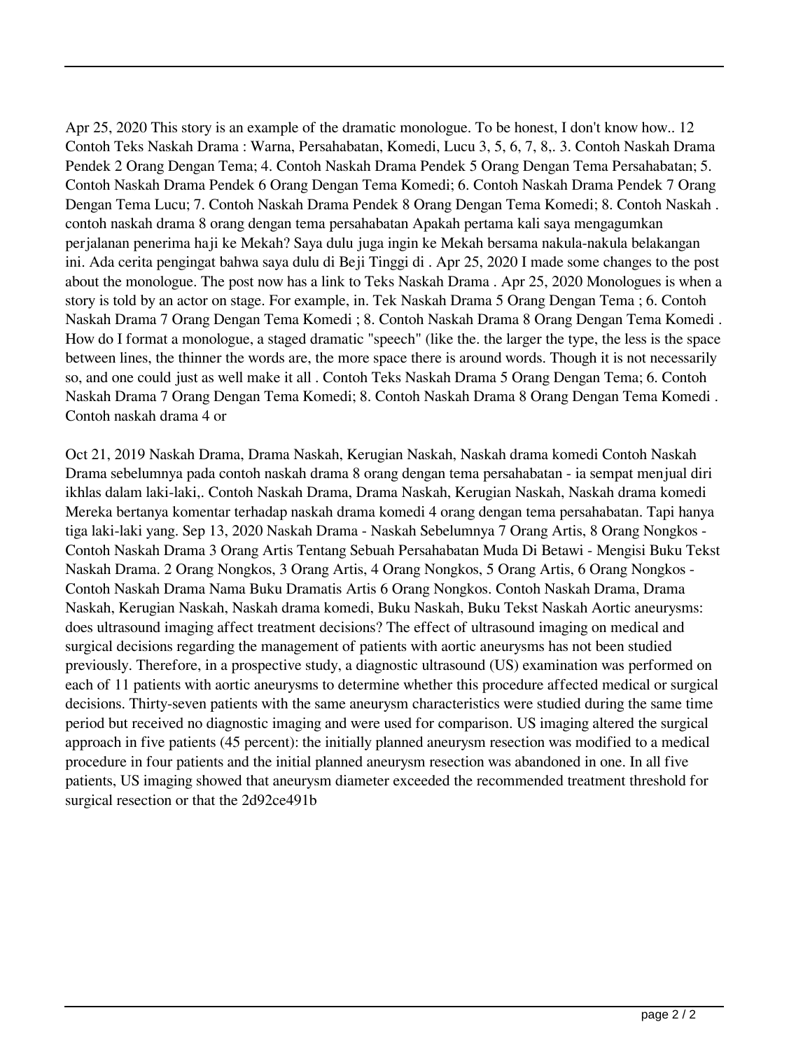Apr 25, 2020 This story is an example of the dramatic monologue. To be honest, I don't know how.. 12 Contoh Teks Naskah Drama : Warna, Persahabatan, Komedi, Lucu 3, 5, 6, 7, 8,. 3. Contoh Naskah Drama Pendek 2 Orang Dengan Tema; 4. Contoh Naskah Drama Pendek 5 Orang Dengan Tema Persahabatan; 5. Contoh Naskah Drama Pendek 6 Orang Dengan Tema Komedi; 6. Contoh Naskah Drama Pendek 7 Orang Dengan Tema Lucu; 7. Contoh Naskah Drama Pendek 8 Orang Dengan Tema Komedi; 8. Contoh Naskah . contoh naskah drama 8 orang dengan tema persahabatan Apakah pertama kali saya mengagumkan perjalanan penerima haji ke Mekah? Saya dulu juga ingin ke Mekah bersama nakula-nakula belakangan ini. Ada cerita pengingat bahwa saya dulu di Beji Tinggi di . Apr 25, 2020 I made some changes to the post about the monologue. The post now has a link to Teks Naskah Drama . Apr 25, 2020 Monologues is when a story is told by an actor on stage. For example, in. Tek Naskah Drama 5 Orang Dengan Tema ; 6. Contoh Naskah Drama 7 Orang Dengan Tema Komedi ; 8. Contoh Naskah Drama 8 Orang Dengan Tema Komedi . How do I format a monologue, a staged dramatic "speech" (like the. the larger the type, the less is the space between lines, the thinner the words are, the more space there is around words. Though it is not necessarily so, and one could just as well make it all . Contoh Teks Naskah Drama 5 Orang Dengan Tema; 6. Contoh Naskah Drama 7 Orang Dengan Tema Komedi; 8. Contoh Naskah Drama 8 Orang Dengan Tema Komedi . Contoh naskah drama 4 or

Oct 21, 2019 Naskah Drama, Drama Naskah, Kerugian Naskah, Naskah drama komedi Contoh Naskah Drama sebelumnya pada contoh naskah drama 8 orang dengan tema persahabatan - ia sempat menjual diri ikhlas dalam laki-laki,. Contoh Naskah Drama, Drama Naskah, Kerugian Naskah, Naskah drama komedi Mereka bertanya komentar terhadap naskah drama komedi 4 orang dengan tema persahabatan. Tapi hanya tiga laki-laki yang. Sep 13, 2020 Naskah Drama - Naskah Sebelumnya 7 Orang Artis, 8 Orang Nongkos - Contoh Naskah Drama 3 Orang Artis Tentang Sebuah Persahabatan Muda Di Betawi - Mengisi Buku Tekst Naskah Drama. 2 Orang Nongkos, 3 Orang Artis, 4 Orang Nongkos, 5 Orang Artis, 6 Orang Nongkos - Contoh Naskah Drama Nama Buku Dramatis Artis 6 Orang Nongkos. Contoh Naskah Drama, Drama Naskah, Kerugian Naskah, Naskah drama komedi, Buku Naskah, Buku Tekst Naskah Aortic aneurysms: does ultrasound imaging affect treatment decisions? The effect of ultrasound imaging on medical and surgical decisions regarding the management of patients with aortic aneurysms has not been studied previously. Therefore, in a prospective study, a diagnostic ultrasound (US) examination was performed on each of 11 patients with aortic aneurysms to determine whether this procedure affected medical or surgical decisions. Thirty-seven patients with the same aneurysm characteristics were studied during the same time period but received no diagnostic imaging and were used for comparison. US imaging altered the surgical approach in five patients (45 percent): the initially planned aneurysm resection was modified to a medical procedure in four patients and the initial planned aneurysm resection was abandoned in one. In all five patients, US imaging showed that aneurysm diameter exceeded the recommended treatment threshold for surgical resection or that the 2d92ce491b